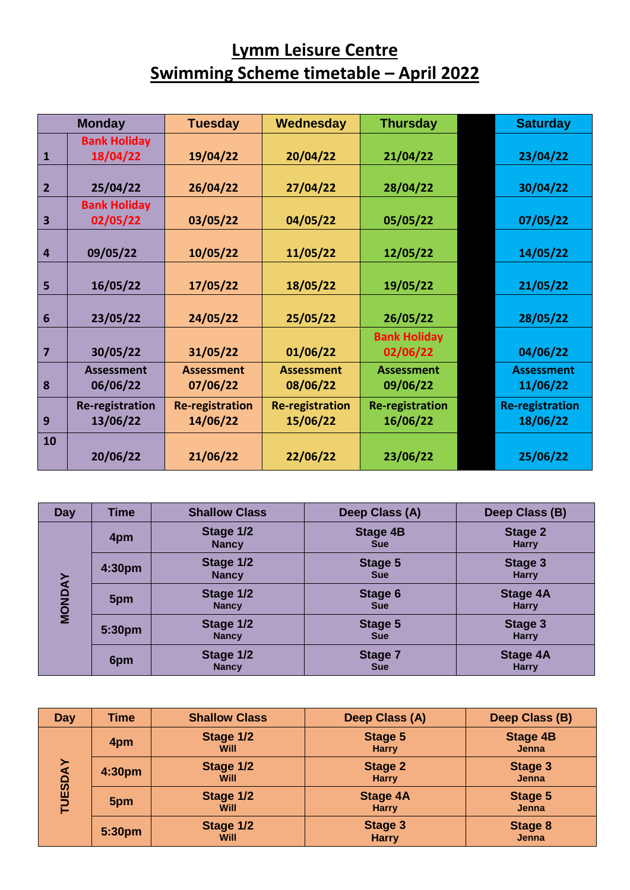# Lymm Leisure Centre

# Swimming Scheme timetable – April 2022

| | Monday | Tuesday | Wednesday | Thursday | | Saturday |
|---|---|---|---|---|---|---|
| 1 | Bank Holiday 18/04/22 | 19/04/22 | 20/04/22 | 21/04/22 | | 23/04/22 |
| 2 | 25/04/22 | 26/04/22 | 27/04/22 | 28/04/22 | | 30/04/22 |
| 3 | Bank Holiday 02/05/22 | 03/05/22 | 04/05/22 | 05/05/22 | | 07/05/22 |
| 4 | 09/05/22 | 10/05/22 | 11/05/22 | 12/05/22 | | 14/05/22 |
| 5 | 16/05/22 | 17/05/22 | 18/05/22 | 19/05/22 | | 21/05/22 |
| 6 | 23/05/22 | 24/05/22 | 25/05/22 | 26/05/22 | | 28/05/22 |
| 7 | 30/05/22 | 31/05/22 | 01/06/22 | Bank Holiday 02/06/22 | | 04/06/22 |
| 8 | Assessment 06/06/22 | Assessment 07/06/22 | Assessment 08/06/22 | Assessment 09/06/22 | | Assessment 11/06/22 |
| 9 | Re-registration 13/06/22 | Re-registration 14/06/22 | Re-registration 15/06/22 | Re-registration 16/06/22 | | Re-registration 18/06/22 |
| 10 | 20/06/22 | 21/06/22 | 22/06/22 | 23/06/22 | | 25/06/22 |

| Day | Time | Shallow Class | Deep Class (A) | Deep Class (B) |
|---|---|---|---|---|
| MONDAY | 4pm | Stage 1/2 Nancy | Stage 4B Sue | Stage 2 Harry |
| | 4:30pm | Stage 1/2 Nancy | Stage 5 Sue | Stage 3 Harry |
| | 5pm | Stage 1/2 Nancy | Stage 6 Sue | Stage 4A Harry |
| | 5:30pm | Stage 1/2 Nancy | Stage 5 Sue | Stage 3 Harry |
| | 6pm | Stage 1/2 Nancy | Stage 7 Sue | Stage 4A Harry |

| Day | Time | Shallow Class | Deep Class (A) | Deep Class (B) |
|---|---|---|---|---|
| TUESDAY | 4pm | Stage 1/2 Will | Stage 5 Harry | Stage 4B Jenna |
| | 4:30pm | Stage 1/2 Will | Stage 2 Harry | Stage 3 Jenna |
| | 5pm | Stage 1/2 Will | Stage 4A Harry | Stage 5 Jenna |
| | 5:30pm | Stage 1/2 Will | Stage 3 Harry | Stage 8 Jenna |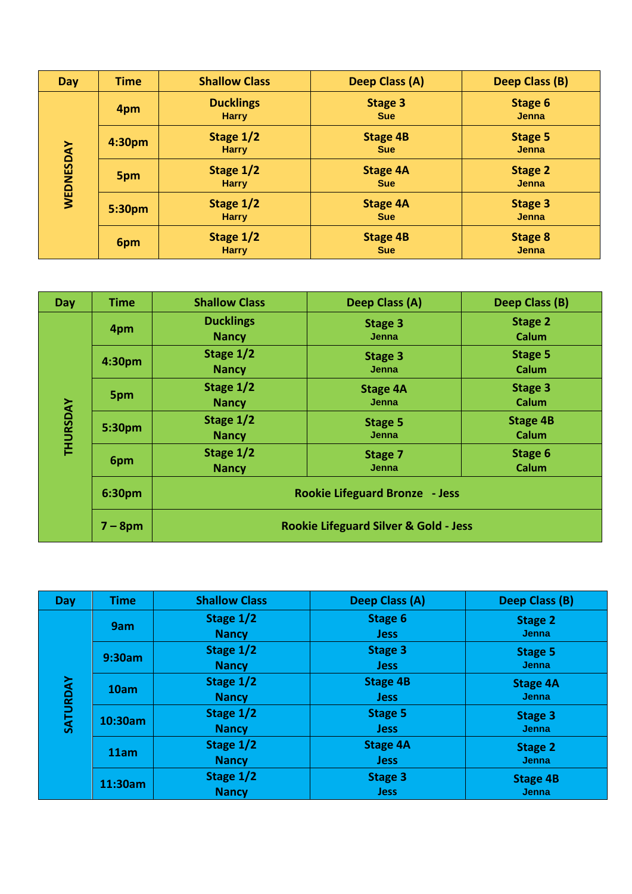| Day | Time | Shallow Class | Deep Class (A) | Deep Class (B) |
|---|---|---|---|---|
| WEDNESDAY | 4pm | **Ducklings** Harry | **Stage 3** Sue | **Stage 6** Jenna |
| | 4:30pm | **Stage 1/2** Harry | **Stage 4B** Sue | **Stage 5** Jenna |
| | 5pm | **Stage 1/2** Harry | **Stage 4A** Sue | **Stage 2** Jenna |
| | 5:30pm | **Stage 1/2** Harry | **Stage 4A** Sue | **Stage 3** Jenna |
| | 6pm | **Stage 1/2** Harry | **Stage 4B** Sue | **Stage 8** Jenna |

| Day | Time | Shallow Class | Deep Class (A) | Deep Class (B) |
|---|---|---|---|---|
| THURSDAY | 4pm | **Ducklings** Nancy | **Stage 3** Jenna | **Stage 2** Calum |
| | 4:30pm | **Stage 1/2** Nancy | **Stage 3** Jenna | **Stage 5** Calum |
| | 5pm | **Stage 1/2** Nancy | **Stage 4A** Jenna | **Stage 3** Calum |
| | 5:30pm | **Stage 1/2** Nancy | **Stage 5** Jenna | **Stage 4B** Calum |
| | 6pm | **Stage 1/2** Nancy | **Stage 7** Jenna | **Stage 6** Calum |
| | 6:30pm | **Rookie Lifeguard Bronze - Jess** | | |
| | 7 – 8pm | **Rookie Lifeguard Silver & Gold - Jess** | | |

| Day | Time | Shallow Class | Deep Class (A) | Deep Class (B) |
|---|---|---|---|---|
| SATURDAY | 9am | **Stage 1/2** Nancy | **Stage 6** Jess | **Stage 2** Jenna |
| | 9:30am | **Stage 1/2** Nancy | **Stage 3** Jess | **Stage 5** Jenna |
| | 10am | **Stage 1/2** Nancy | **Stage 4B** Jess | **Stage 4A** Jenna |
| | 10:30am | **Stage 1/2** Nancy | **Stage 5** Jess | **Stage 3** Jenna |
| | 11am | **Stage 1/2** Nancy | **Stage 4A** Jess | **Stage 2** Jenna |
| | 11:30am | **Stage 1/2** Nancy | **Stage 3** Jess | **Stage 4B** Jenna |